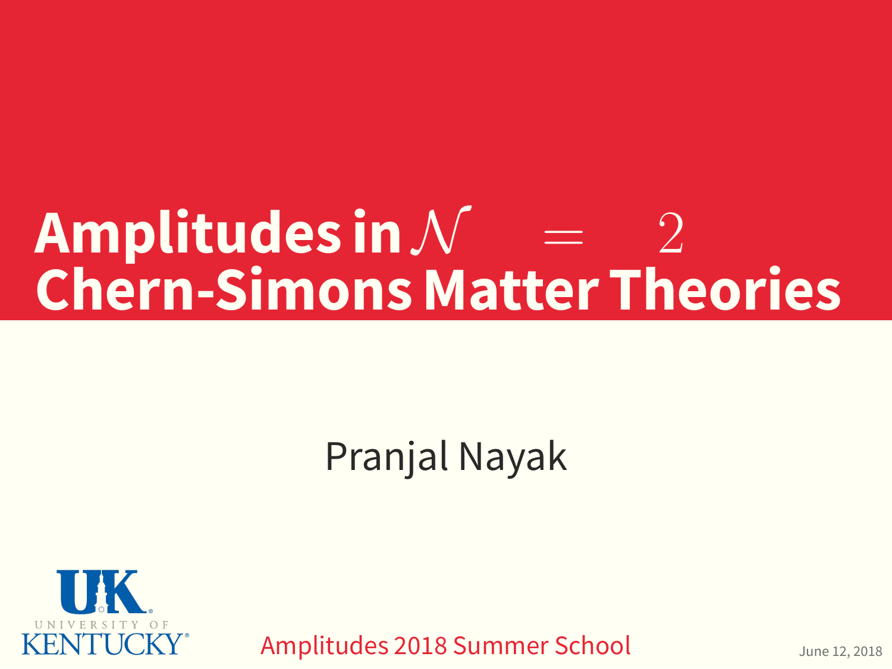# Amplitudes in $\mathcal{N} = 2$ Chern-Simons Matter Theories

Pranjal Nayak

UNIVERSITY OF KENTUCKY

Amplitudes 2018 Summer School

June 12, 2018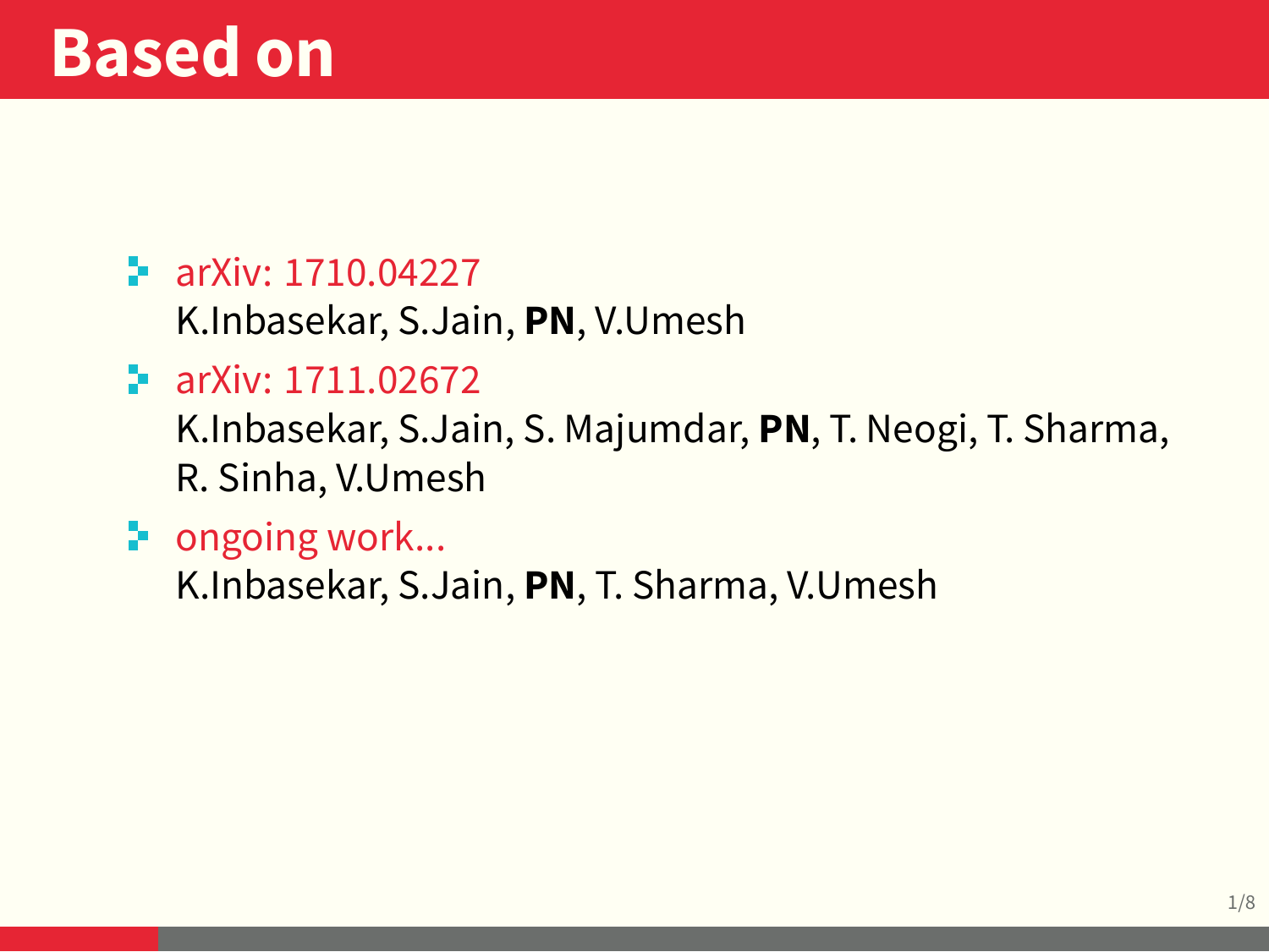# Based on

- arXiv: 1710.04227
  K.Inbasekar, S.Jain, **PN**, V.Umesh
- arXiv: 1711.02672
  K.Inbasekar, S.Jain, S. Majumdar, **PN**, T. Neogi, T. Sharma, R. Sinha, V.Umesh
- ongoing work...
  K.Inbasekar, S.Jain, **PN**, T. Sharma, V.Umesh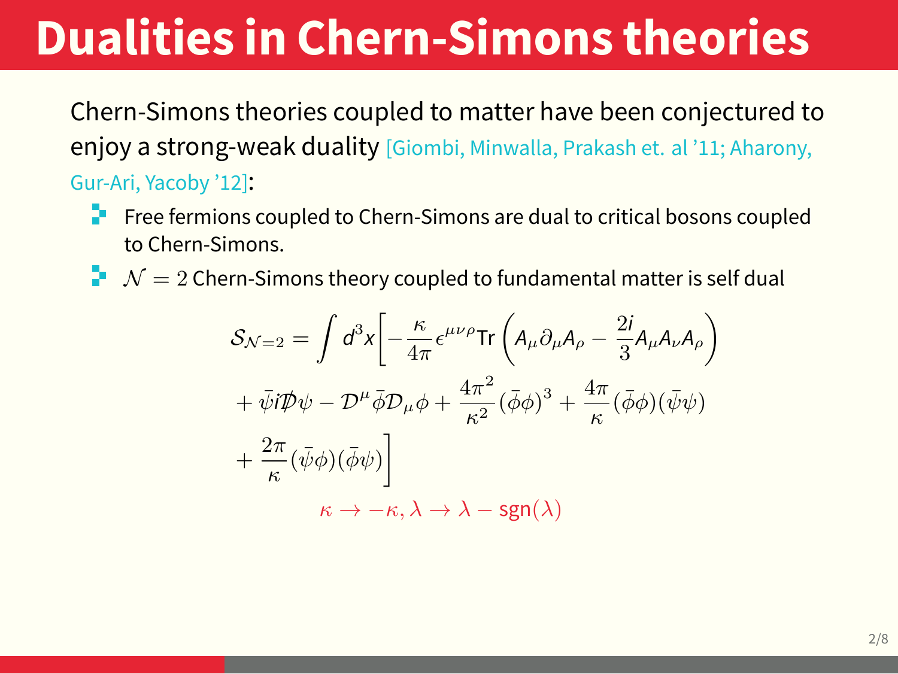# Dualities in Chern-Simons theories

Chern-Simons theories coupled to matter have been conjectured to enjoy a strong-weak duality [Giombi, Minwalla, Prakash et. al '11; Aharony, Gur-Ari, Yacoby '12]:

- Free fermions coupled to Chern-Simons are dual to critical bosons coupled to Chern-Simons.
- $\mathcal{N} = 2$ Chern-Simons theory coupled to fundamental matter is self dual

$$
\mathcal{S}_{\mathcal{N}=2} = \int d^3x \Big[ -\frac{\kappa}{4\pi} \epsilon^{\mu\nu\rho} \mathrm{Tr} \left( A_\mu \partial_\mu A_\rho - \frac{2i}{3} A_\mu A_\nu A_\rho \right)
+ \bar{\psi} i \not{D} \psi - \mathcal{D}^\mu \bar{\phi} \mathcal{D}_\mu \phi + \frac{4\pi^2}{\kappa^2} (\bar{\phi}\phi)^3 + \frac{4\pi}{\kappa} (\bar{\phi}\phi)(\bar{\psi}\psi)
+ \frac{2\pi}{\kappa} (\bar{\psi}\phi)(\bar{\phi}\psi) \Big]
$$

$$
\kappa \to -\kappa, \lambda \to \lambda - \mathrm{sgn}(\lambda)
$$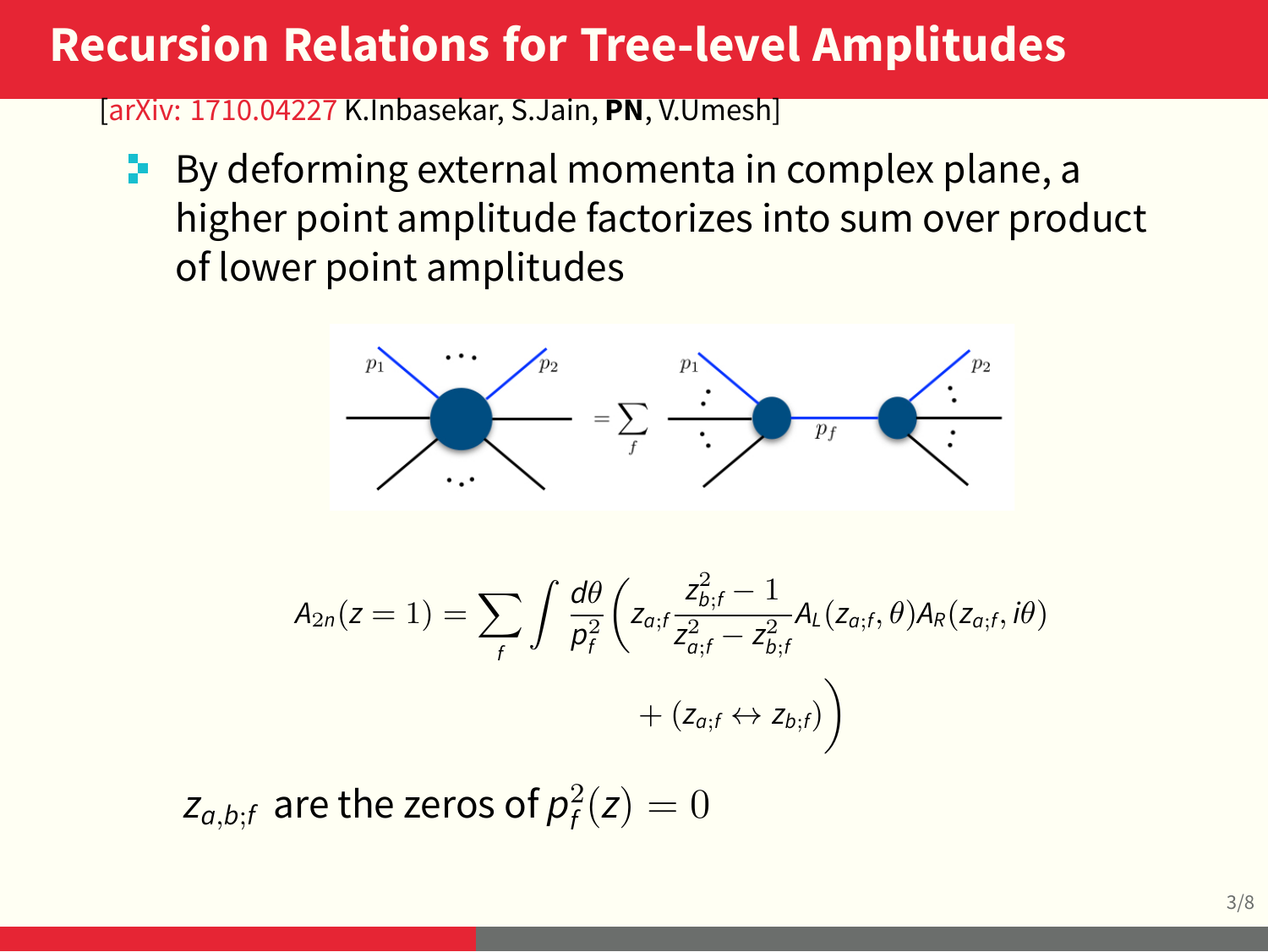# Recursion Relations for Tree-level Amplitudes

[arXiv: 1710.04227 K.Inbasekar, S.Jain, **PN**, V.Umesh]

- By deforming external momenta in complex plane, a higher point amplitude factorizes into sum over product of lower point amplitudes

$$A_{2n}(z=1) = \sum_f \int \frac{d\theta}{p_f^2}\left( z_{a;f}\frac{z_{b;f}^2 - 1}{z_{a;f}^2 - z_{b;f}^2} A_L(z_{a;f},\theta) A_R(z_{a;f}, i\theta) + (z_{a;f} \leftrightarrow z_{b;f}) \right)$$

$z_{a,b;f}$ are the zeros of $p_f^2(z) = 0$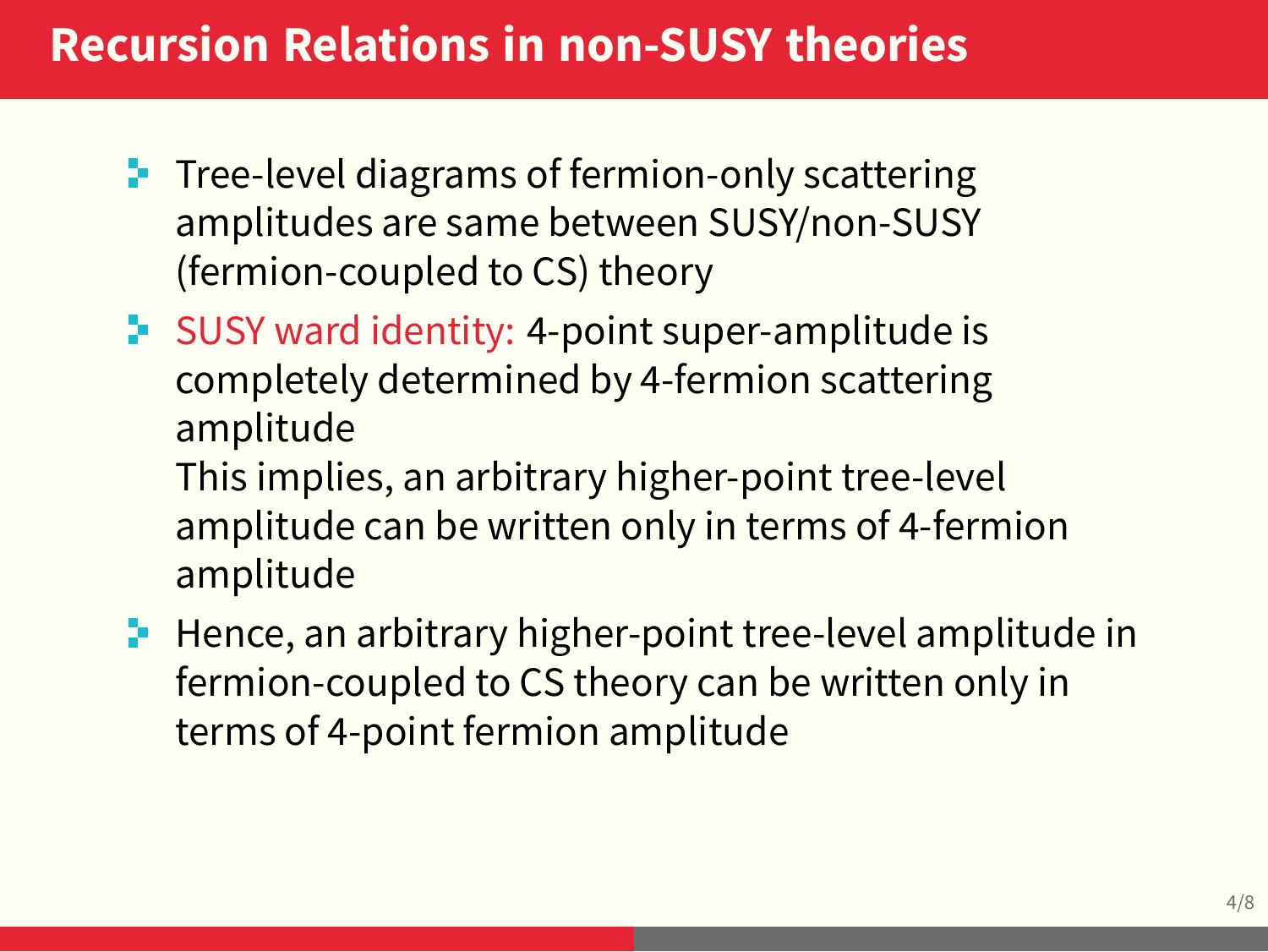# Recursion Relations in non-SUSY theories

- Tree-level diagrams of fermion-only scattering amplitudes are same between SUSY/non-SUSY (fermion-coupled to CS) theory
- SUSY ward identity: 4-point super-amplitude is completely determined by 4-fermion scattering amplitude
  This implies, an arbitrary higher-point tree-level amplitude can be written only in terms of 4-fermion amplitude
- Hence, an arbitrary higher-point tree-level amplitude in fermion-coupled to CS theory can be written only in terms of 4-point fermion amplitude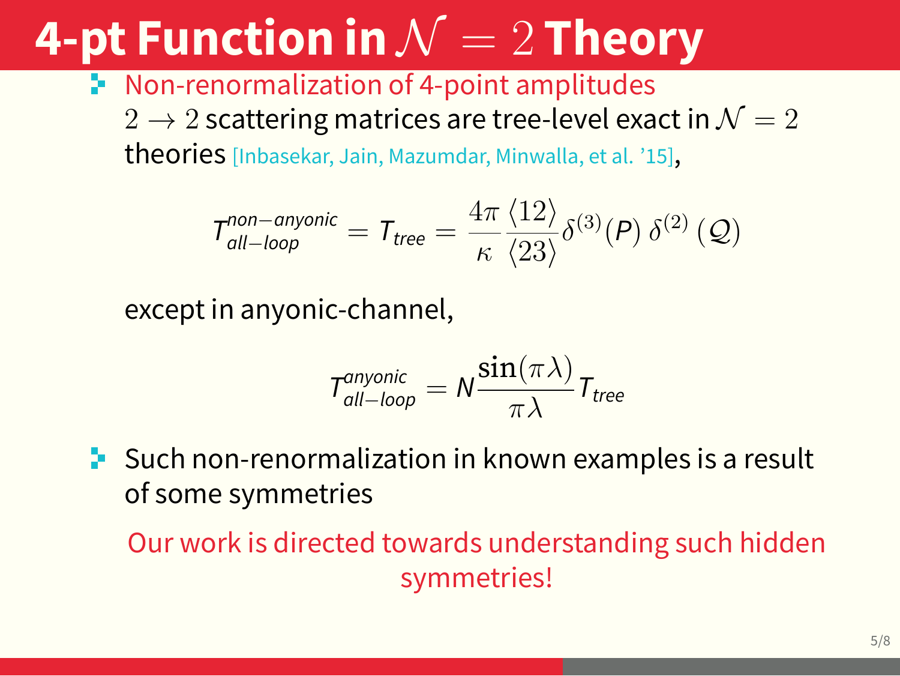# 4-pt Function in $\mathcal{N} = 2$ Theory

- Non-renormalization of 4-point amplitudes

  $2 \to 2$ scattering matrices are tree-level exact in $\mathcal{N} = 2$ theories [Inbasekar, Jain, Mazumdar, Minwalla, et al. '15],

$$T^{non-anyonic}_{all-loop} = T_{tree} = \frac{4\pi}{\kappa} \frac{\langle 12 \rangle}{\langle 23 \rangle} \delta^{(3)}(P)\, \delta^{(2)}\left(\mathcal{Q}\right)$$

  except in anyonic-channel,

$$T^{anyonic}_{all-loop} = N \frac{\sin(\pi\lambda)}{\pi\lambda} T_{tree}$$

- Such non-renormalization in known examples is a result of some symmetries

  Our work is directed towards understanding such hidden symmetries!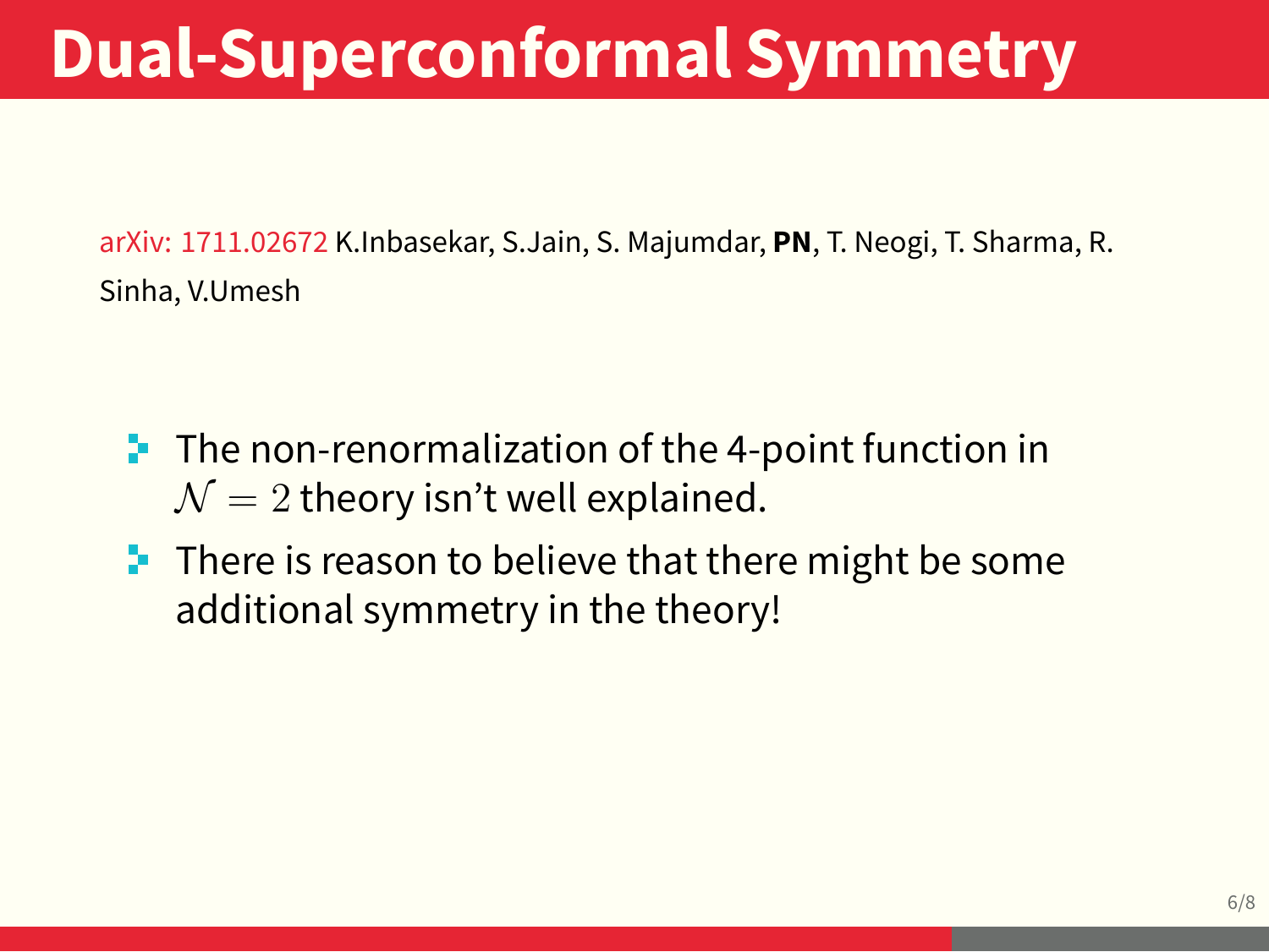# Dual-Superconformal Symmetry

arXiv: 1711.02672 K.Inbasekar, S.Jain, S. Majumdar, **PN**, T. Neogi, T. Sharma, R. Sinha, V.Umesh

- The non-renormalization of the 4-point function in $\mathcal{N} = 2$ theory isn't well explained.
- There is reason to believe that there might be some additional symmetry in the theory!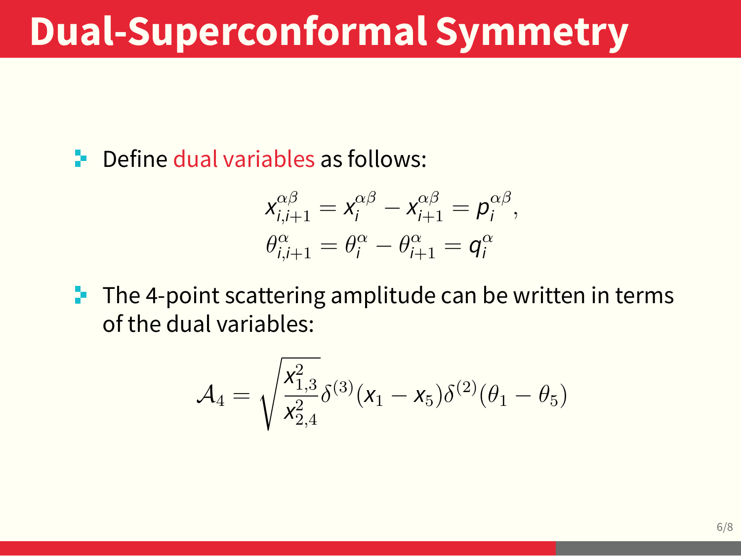# Dual-Superconformal Symmetry

- Define dual variables as follows:

$$
\begin{aligned}
x_{i,i+1}^{\alpha\beta} &= x_i^{\alpha\beta} - x_{i+1}^{\alpha\beta} = p_i^{\alpha\beta}, \\
\theta_{i,i+1}^{\alpha} &= \theta_i^{\alpha} - \theta_{i+1}^{\alpha} = q_i^{\alpha}
\end{aligned}
$$

- The 4-point scattering amplitude can be written in terms of the dual variables:

$$
\mathcal{A}_4 = \sqrt{\frac{x_{1,3}^2}{x_{2,4}^2}}\delta^{(3)}(x_1 - x_5)\delta^{(2)}(\theta_1 - \theta_5)
$$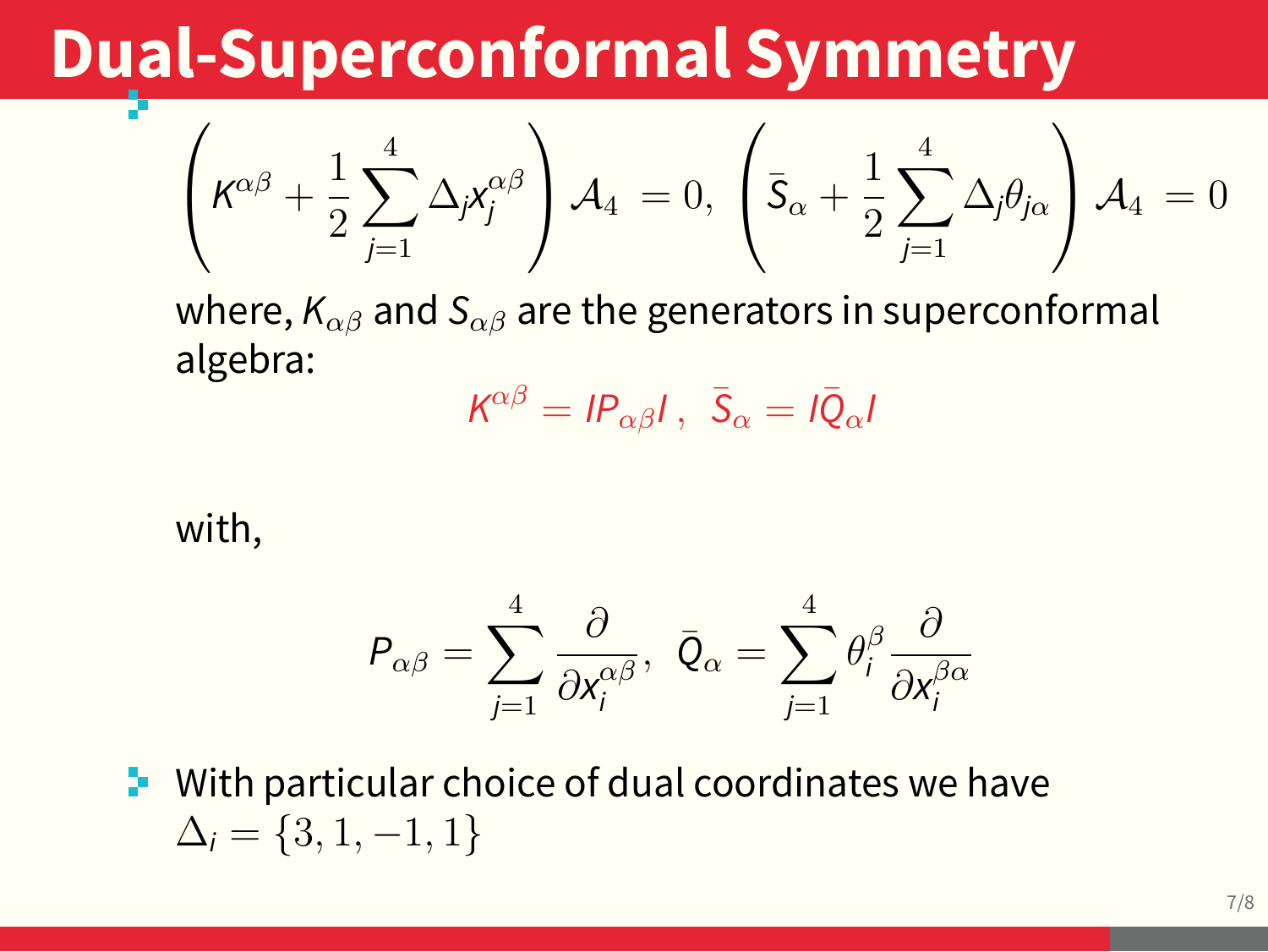# Dual-Superconformal Symmetry

- $$\left(K^{\alpha\beta} + \frac{1}{2}\sum_{j=1}^{4} \Delta_j x_j^{\alpha\beta}\right) \mathcal{A}_4 \; = 0, \; \left(\bar{S}_\alpha + \frac{1}{2}\sum_{j=1}^{4} \Delta_j \theta_{j\alpha}\right) \mathcal{A}_4 \; = 0$$

  where, $K_{\alpha\beta}$ and $S_{\alpha\beta}$ are the generators in superconformal algebra:

  $$K^{\alpha\beta} = IP_{\alpha\beta}I \, , \;\; \bar{S}_\alpha = I\bar{Q}_\alpha I$$

  with,

  $$P_{\alpha\beta} = \sum_{j=1}^{4} \frac{\partial}{\partial x_i^{\alpha\beta}}, \;\; \bar{Q}_\alpha = \sum_{j=1}^{4} \theta_i^\beta \frac{\partial}{\partial x_i^{\beta\alpha}}$$

- With particular choice of dual coordinates we have $\Delta_i = \{3, 1, -1, 1\}$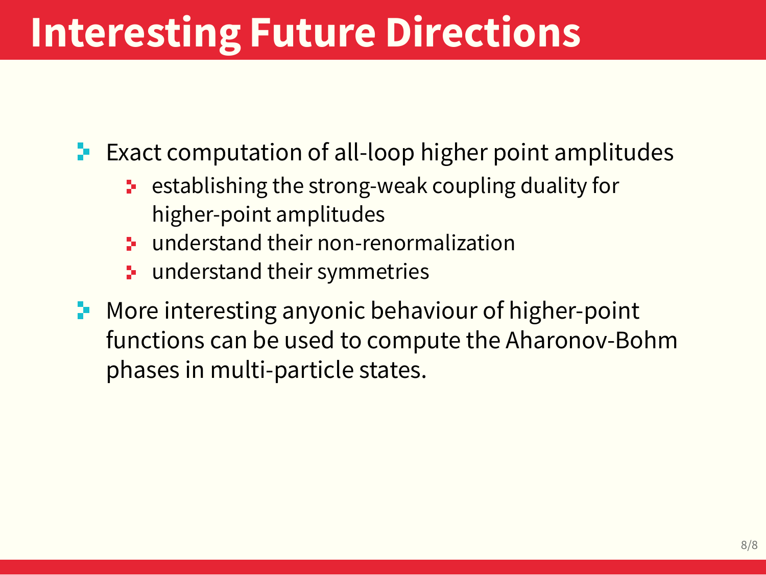# Interesting Future Directions

- Exact computation of all-loop higher point amplitudes
  - establishing the strong-weak coupling duality for higher-point amplitudes
  - understand their non-renormalization
  - understand their symmetries
- More interesting anyonic behaviour of higher-point functions can be used to compute the Aharonov-Bohm phases in multi-particle states.